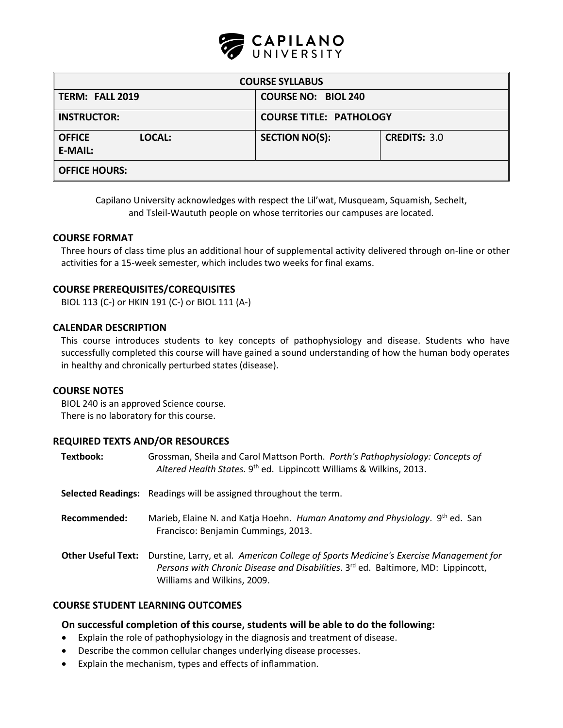# CAPILANO UNIVERSITY

| COURSE SYLLABUS | | |
|---|---|---|
| **TERM: FALL 2019** | **COURSE NO: BIOL 240** | |
| **INSTRUCTOR:** | **COURSE TITLE: PATHOLOGY** | |
| **OFFICE LOCAL:** **E-MAIL:** | **SECTION NO(S):** | **CREDITS:** 3.0 |
| **OFFICE HOURS:** | | |

Capilano University acknowledges with respect the Lil'wat, Musqueam, Squamish, Sechelt, and Tsleil-Waututh people on whose territories our campuses are located.

## COURSE FORMAT

Three hours of class time plus an additional hour of supplemental activity delivered through on-line or other activities for a 15-week semester, which includes two weeks for final exams.

## COURSE PREREQUISITES/COREQUISITES

BIOL 113 (C-) or HKIN 191 (C-) or BIOL 111 (A-)

## CALENDAR DESCRIPTION

This course introduces students to key concepts of pathophysiology and disease. Students who have successfully completed this course will have gained a sound understanding of how the human body operates in healthy and chronically perturbed states (disease).

## COURSE NOTES

BIOL 240 is an approved Science course.
There is no laboratory for this course.

## REQUIRED TEXTS AND/OR RESOURCES

**Textbook:** Grossman, Sheila and Carol Mattson Porth. *Porth's Pathophysiology: Concepts of Altered Health States.* 9th ed. Lippincott Williams & Wilkins, 2013.

**Selected Readings:** Readings will be assigned throughout the term.

**Recommended:** Marieb, Elaine N. and Katja Hoehn. *Human Anatomy and Physiology*. 9th ed. San Francisco: Benjamin Cummings, 2013.

**Other Useful Text:** Durstine, Larry, et al. *American College of Sports Medicine's Exercise Management for Persons with Chronic Disease and Disabilities*. 3rd ed. Baltimore, MD: Lippincott, Williams and Wilkins, 2009.

## COURSE STUDENT LEARNING OUTCOMES

### On successful completion of this course, students will be able to do the following:

- Explain the role of pathophysiology in the diagnosis and treatment of disease.
- Describe the common cellular changes underlying disease processes.
- Explain the mechanism, types and effects of inflammation.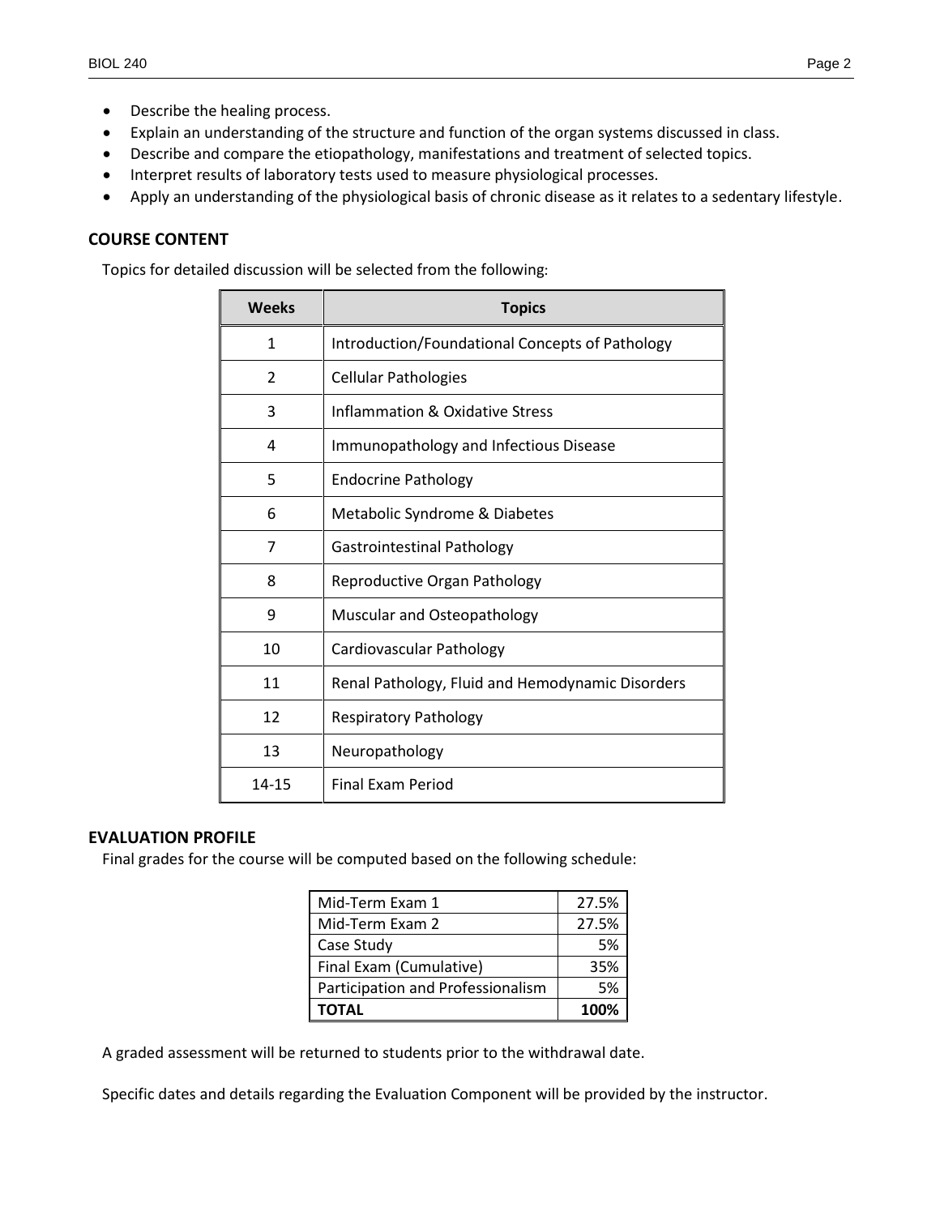- Describe the healing process.
- Explain an understanding of the structure and function of the organ systems discussed in class.
- Describe and compare the etiopathology, manifestations and treatment of selected topics.
- Interpret results of laboratory tests used to measure physiological processes.
- Apply an understanding of the physiological basis of chronic disease as it relates to a sedentary lifestyle.

## COURSE CONTENT

Topics for detailed discussion will be selected from the following:

| Weeks | Topics |
|---|---|
| 1 | Introduction/Foundational Concepts of Pathology |
| 2 | Cellular Pathologies |
| 3 | Inflammation & Oxidative Stress |
| 4 | Immunopathology and Infectious Disease |
| 5 | Endocrine Pathology |
| 6 | Metabolic Syndrome & Diabetes |
| 7 | Gastrointestinal Pathology |
| 8 | Reproductive Organ Pathology |
| 9 | Muscular and Osteopathology |
| 10 | Cardiovascular Pathology |
| 11 | Renal Pathology, Fluid and Hemodynamic Disorders |
| 12 | Respiratory Pathology |
| 13 | Neuropathology |
| 14-15 | Final Exam Period |

## EVALUATION PROFILE

Final grades for the course will be computed based on the following schedule:

| | |
|---|---|
| Mid-Term Exam 1 | 27.5% |
| Mid-Term Exam 2 | 27.5% |
| Case Study | 5% |
| Final Exam (Cumulative) | 35% |
| Participation and Professionalism | 5% |
| **TOTAL** | **100%** |

A graded assessment will be returned to students prior to the withdrawal date.

Specific dates and details regarding the Evaluation Component will be provided by the instructor.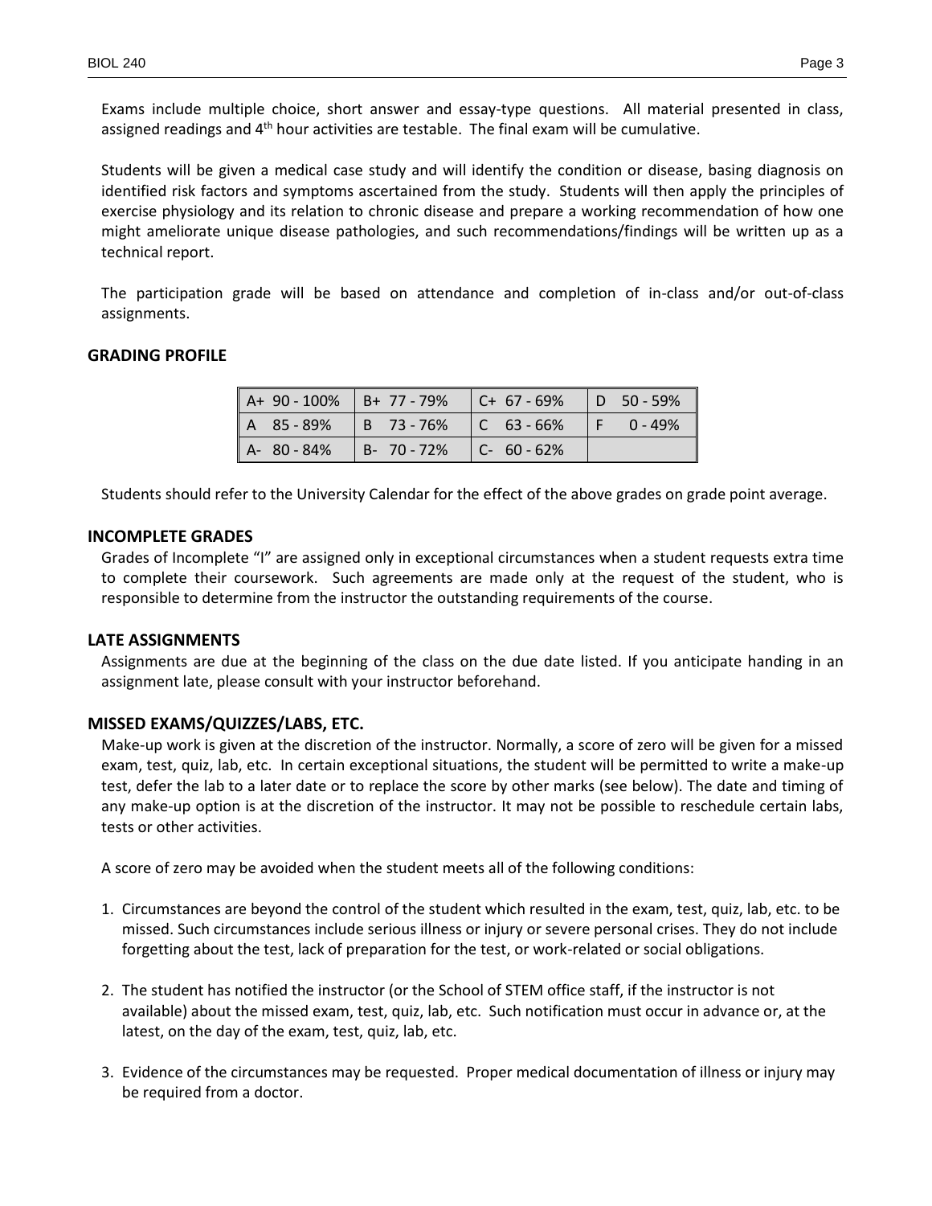Exams include multiple choice, short answer and essay-type questions. All material presented in class, assigned readings and 4th hour activities are testable. The final exam will be cumulative.

Students will be given a medical case study and will identify the condition or disease, basing diagnosis on identified risk factors and symptoms ascertained from the study. Students will then apply the principles of exercise physiology and its relation to chronic disease and prepare a working recommendation of how one might ameliorate unique disease pathologies, and such recommendations/findings will be written up as a technical report.

The participation grade will be based on attendance and completion of in-class and/or out-of-class assignments.

## GRADING PROFILE

| | | | |
|---|---|---|---|
| A+ 90 - 100% | B+ 77 - 79% | C+ 67 - 69% | D 50 - 59% |
| A 85 - 89% | B 73 - 76% | C 63 - 66% | F 0 - 49% |
| A- 80 - 84% | B- 70 - 72% | C- 60 - 62% | |

Students should refer to the University Calendar for the effect of the above grades on grade point average.

## INCOMPLETE GRADES

Grades of Incomplete "I" are assigned only in exceptional circumstances when a student requests extra time to complete their coursework. Such agreements are made only at the request of the student, who is responsible to determine from the instructor the outstanding requirements of the course.

## LATE ASSIGNMENTS

Assignments are due at the beginning of the class on the due date listed. If you anticipate handing in an assignment late, please consult with your instructor beforehand.

## MISSED EXAMS/QUIZZES/LABS, ETC.

Make-up work is given at the discretion of the instructor. Normally, a score of zero will be given for a missed exam, test, quiz, lab, etc. In certain exceptional situations, the student will be permitted to write a make-up test, defer the lab to a later date or to replace the score by other marks (see below). The date and timing of any make-up option is at the discretion of the instructor. It may not be possible to reschedule certain labs, tests or other activities.

A score of zero may be avoided when the student meets all of the following conditions:

1. Circumstances are beyond the control of the student which resulted in the exam, test, quiz, lab, etc. to be missed. Such circumstances include serious illness or injury or severe personal crises. They do not include forgetting about the test, lack of preparation for the test, or work-related or social obligations.
2. The student has notified the instructor (or the School of STEM office staff, if the instructor is not available) about the missed exam, test, quiz, lab, etc. Such notification must occur in advance or, at the latest, on the day of the exam, test, quiz, lab, etc.
3. Evidence of the circumstances may be requested. Proper medical documentation of illness or injury may be required from a doctor.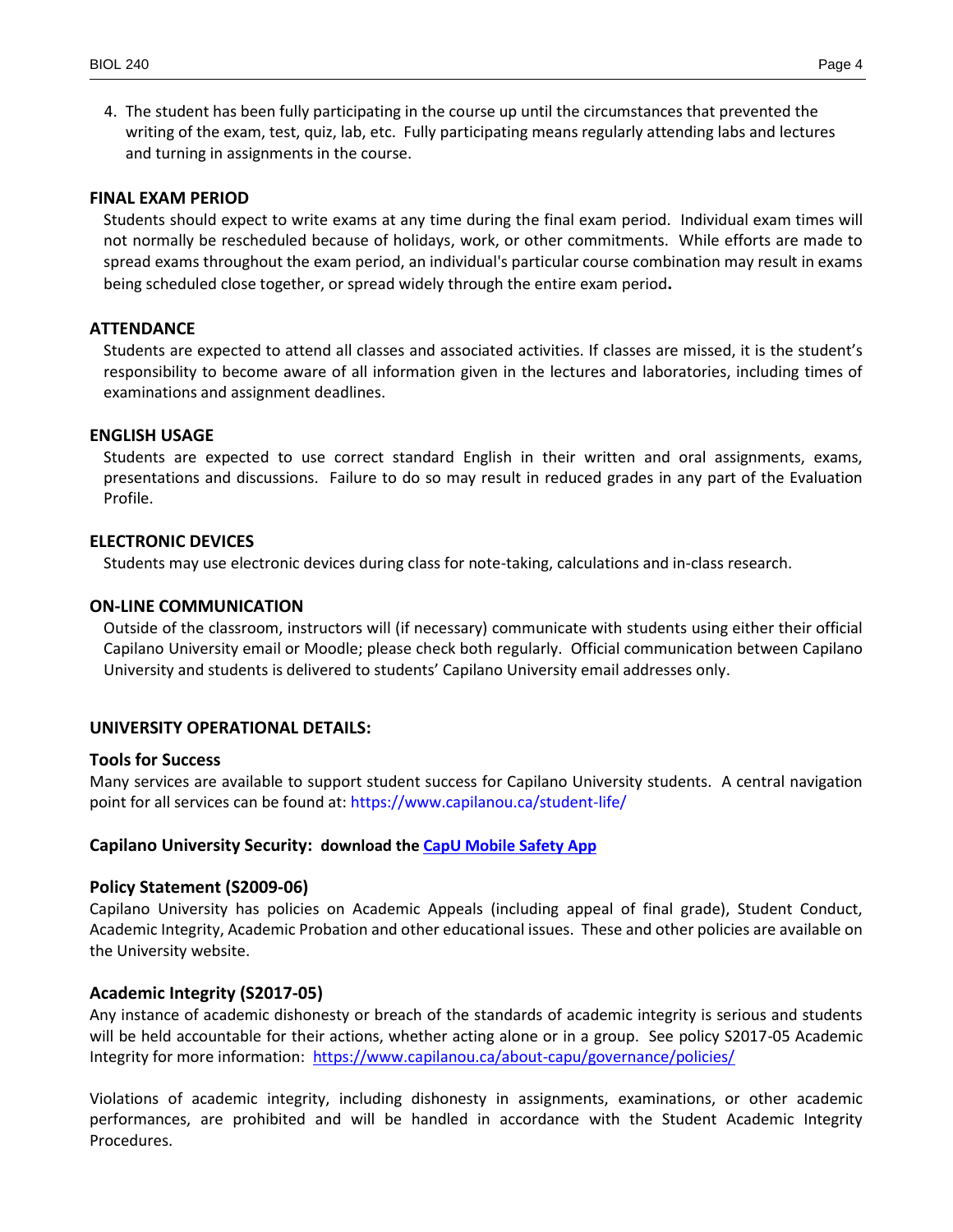4. The student has been fully participating in the course up until the circumstances that prevented the writing of the exam, test, quiz, lab, etc. Fully participating means regularly attending labs and lectures and turning in assignments in the course.

### FINAL EXAM PERIOD

Students should expect to write exams at any time during the final exam period. Individual exam times will not normally be rescheduled because of holidays, work, or other commitments. While efforts are made to spread exams throughout the exam period, an individual's particular course combination may result in exams being scheduled close together, or spread widely through the entire exam period**.**

### ATTENDANCE

Students are expected to attend all classes and associated activities. If classes are missed, it is the student's responsibility to become aware of all information given in the lectures and laboratories, including times of examinations and assignment deadlines.

### ENGLISH USAGE

Students are expected to use correct standard English in their written and oral assignments, exams, presentations and discussions. Failure to do so may result in reduced grades in any part of the Evaluation Profile.

### ELECTRONIC DEVICES

Students may use electronic devices during class for note-taking, calculations and in-class research.

### ON-LINE COMMUNICATION

Outside of the classroom, instructors will (if necessary) communicate with students using either their official Capilano University email or Moodle; please check both regularly. Official communication between Capilano University and students is delivered to students' Capilano University email addresses only.

## UNIVERSITY OPERATIONAL DETAILS:

### Tools for Success

Many services are available to support student success for Capilano University students. A central navigation point for all services can be found at: https://www.capilanou.ca/student-life/

### Capilano University Security: download the [CapU Mobile Safety App]

### Policy Statement (S2009-06)

Capilano University has policies on Academic Appeals (including appeal of final grade), Student Conduct, Academic Integrity, Academic Probation and other educational issues. These and other policies are available on the University website.

### Academic Integrity (S2017-05)

Any instance of academic dishonesty or breach of the standards of academic integrity is serious and students will be held accountable for their actions, whether acting alone or in a group. See policy S2017-05 Academic Integrity for more information: https://www.capilanou.ca/about-capu/governance/policies/

Violations of academic integrity, including dishonesty in assignments, examinations, or other academic performances, are prohibited and will be handled in accordance with the Student Academic Integrity Procedures.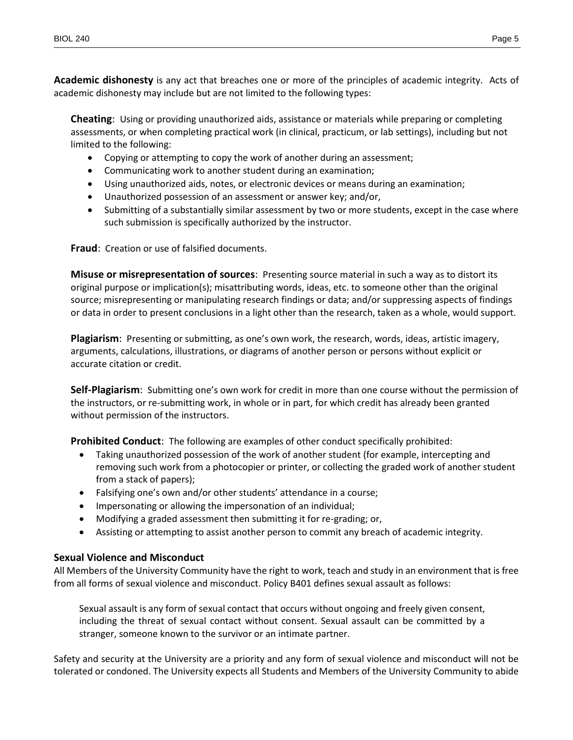**Academic dishonesty** is any act that breaches one or more of the principles of academic integrity. Acts of academic dishonesty may include but are not limited to the following types:

**Cheating**: Using or providing unauthorized aids, assistance or materials while preparing or completing assessments, or when completing practical work (in clinical, practicum, or lab settings), including but not limited to the following:

- Copying or attempting to copy the work of another during an assessment;
- Communicating work to another student during an examination;
- Using unauthorized aids, notes, or electronic devices or means during an examination;
- Unauthorized possession of an assessment or answer key; and/or,
- Submitting of a substantially similar assessment by two or more students, except in the case where such submission is specifically authorized by the instructor.

**Fraud**: Creation or use of falsified documents.

**Misuse or misrepresentation of sources**: Presenting source material in such a way as to distort its original purpose or implication(s); misattributing words, ideas, etc. to someone other than the original source; misrepresenting or manipulating research findings or data; and/or suppressing aspects of findings or data in order to present conclusions in a light other than the research, taken as a whole, would support.

**Plagiarism**: Presenting or submitting, as one's own work, the research, words, ideas, artistic imagery, arguments, calculations, illustrations, or diagrams of another person or persons without explicit or accurate citation or credit.

**Self-Plagiarism**: Submitting one's own work for credit in more than one course without the permission of the instructors, or re-submitting work, in whole or in part, for which credit has already been granted without permission of the instructors.

**Prohibited Conduct**: The following are examples of other conduct specifically prohibited:

- Taking unauthorized possession of the work of another student (for example, intercepting and removing such work from a photocopier or printer, or collecting the graded work of another student from a stack of papers);
- Falsifying one's own and/or other students' attendance in a course;
- Impersonating or allowing the impersonation of an individual;
- Modifying a graded assessment then submitting it for re-grading; or,
- Assisting or attempting to assist another person to commit any breach of academic integrity.

### Sexual Violence and Misconduct

All Members of the University Community have the right to work, teach and study in an environment that is free from all forms of sexual violence and misconduct. Policy B401 defines sexual assault as follows:

> Sexual assault is any form of sexual contact that occurs without ongoing and freely given consent, including the threat of sexual contact without consent. Sexual assault can be committed by a stranger, someone known to the survivor or an intimate partner.

Safety and security at the University are a priority and any form of sexual violence and misconduct will not be tolerated or condoned. The University expects all Students and Members of the University Community to abide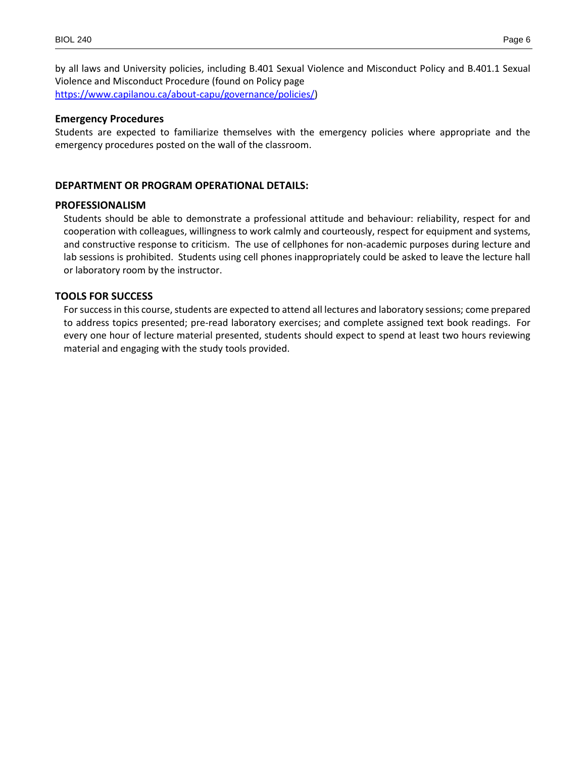by all laws and University policies, including B.401 Sexual Violence and Misconduct Policy and B.401.1 Sexual Violence and Misconduct Procedure (found on Policy page https://www.capilanou.ca/about-capu/governance/policies/)

### Emergency Procedures

Students are expected to familiarize themselves with the emergency policies where appropriate and the emergency procedures posted on the wall of the classroom.

## DEPARTMENT OR PROGRAM OPERATIONAL DETAILS:

### PROFESSIONALISM

Students should be able to demonstrate a professional attitude and behaviour: reliability, respect for and cooperation with colleagues, willingness to work calmly and courteously, respect for equipment and systems, and constructive response to criticism. The use of cellphones for non-academic purposes during lecture and lab sessions is prohibited. Students using cell phones inappropriately could be asked to leave the lecture hall or laboratory room by the instructor.

### TOOLS FOR SUCCESS

For success in this course, students are expected to attend all lectures and laboratory sessions; come prepared to address topics presented; pre-read laboratory exercises; and complete assigned text book readings. For every one hour of lecture material presented, students should expect to spend at least two hours reviewing material and engaging with the study tools provided.